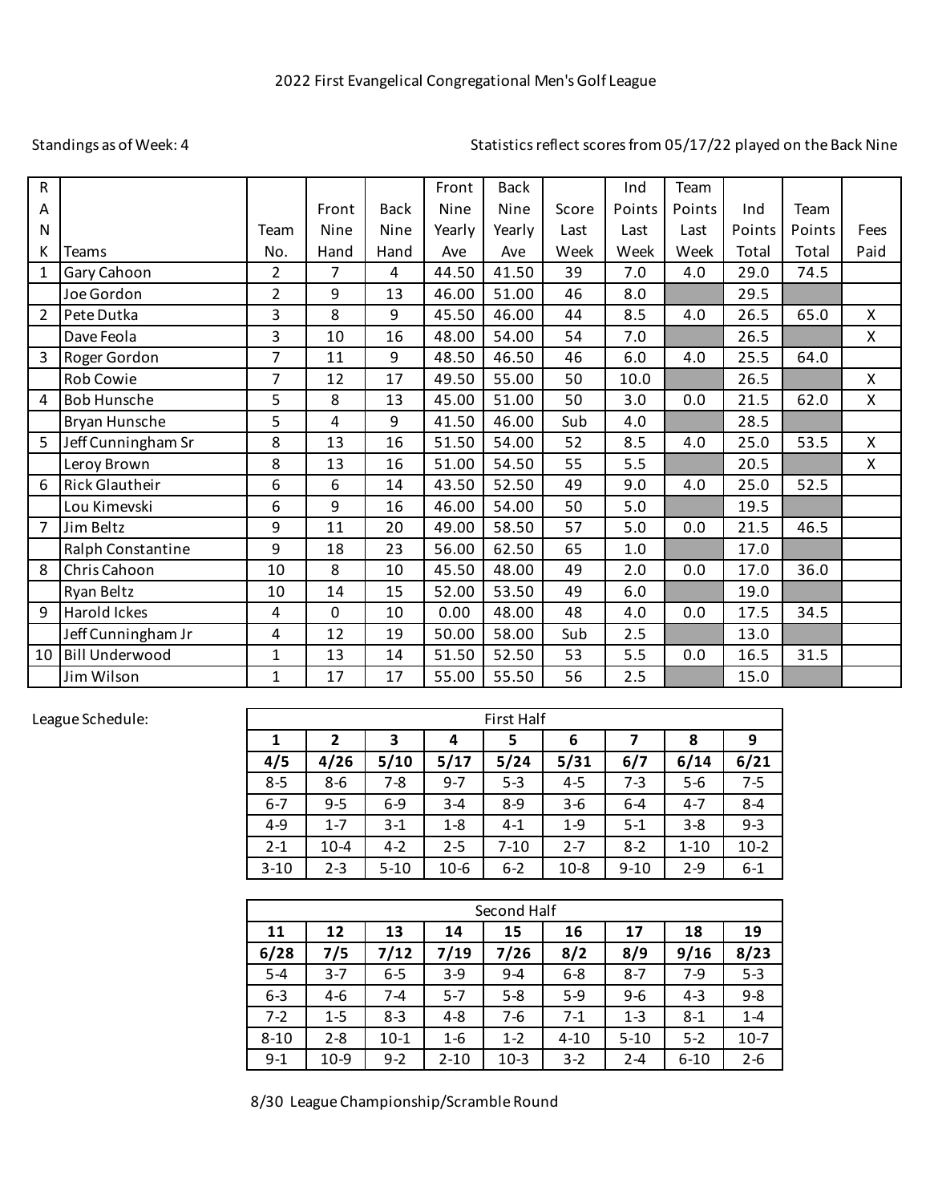2022 First Evangelical Congregational Men's Golf League

Standings as of Week: 4

Statistics reflect scores from 05/17/22 played on the Back Nine

| RANK | Teams | Team No. | Front Nine Hand | Back Nine Hand | Front Nine Yearly Ave | Back Nine Yearly Ave | Score Last Week | Ind Points Last Week | Team Points Last Week | Ind Points Total | Team Points Total | Fees Paid |
|---|---|---|---|---|---|---|---|---|---|---|---|---|
| 1 | Gary Cahoon | 2 | 7 | 4 | 44.50 | 41.50 | 39 | 7.0 | 4.0 | 29.0 | 74.5 | |
| | Joe Gordon | 2 | 9 | 13 | 46.00 | 51.00 | 46 | 8.0 | | 29.5 | | |
| 2 | Pete Dutka | 3 | 8 | 9 | 45.50 | 46.00 | 44 | 8.5 | 4.0 | 26.5 | 65.0 | X |
| | Dave Feola | 3 | 10 | 16 | 48.00 | 54.00 | 54 | 7.0 | | 26.5 | | X |
| 3 | Roger Gordon | 7 | 11 | 9 | 48.50 | 46.50 | 46 | 6.0 | 4.0 | 25.5 | 64.0 | |
| | Rob Cowie | 7 | 12 | 17 | 49.50 | 55.00 | 50 | 10.0 | | 26.5 | | X |
| 4 | Bob Hunsche | 5 | 8 | 13 | 45.00 | 51.00 | 50 | 3.0 | 0.0 | 21.5 | 62.0 | X |
| | Bryan Hunsche | 5 | 4 | 9 | 41.50 | 46.00 | Sub | 4.0 | | 28.5 | | |
| 5 | Jeff Cunningham Sr | 8 | 13 | 16 | 51.50 | 54.00 | 52 | 8.5 | 4.0 | 25.0 | 53.5 | X |
| | Leroy Brown | 8 | 13 | 16 | 51.00 | 54.50 | 55 | 5.5 | | 20.5 | | X |
| 6 | Rick Glautheir | 6 | 6 | 14 | 43.50 | 52.50 | 49 | 9.0 | 4.0 | 25.0 | 52.5 | |
| | Lou Kimevski | 6 | 9 | 16 | 46.00 | 54.00 | 50 | 5.0 | | 19.5 | | |
| 7 | Jim Beltz | 9 | 11 | 20 | 49.00 | 58.50 | 57 | 5.0 | 0.0 | 21.5 | 46.5 | |
| | Ralph Constantine | 9 | 18 | 23 | 56.00 | 62.50 | 65 | 1.0 | | 17.0 | | |
| 8 | Chris Cahoon | 10 | 8 | 10 | 45.50 | 48.00 | 49 | 2.0 | 0.0 | 17.0 | 36.0 | |
| | Ryan Beltz | 10 | 14 | 15 | 52.00 | 53.50 | 49 | 6.0 | | 19.0 | | |
| 9 | Harold Ickes | 4 | 0 | 10 | 0.00 | 48.00 | 48 | 4.0 | 0.0 | 17.5 | 34.5 | |
| | Jeff Cunningham Jr | 4 | 12 | 19 | 50.00 | 58.00 | Sub | 2.5 | | 13.0 | | |
| 10 | Bill Underwood | 1 | 13 | 14 | 51.50 | 52.50 | 53 | 5.5 | 0.0 | 16.5 | 31.5 | |
| | Jim Wilson | 1 | 17 | 17 | 55.00 | 55.50 | 56 | 2.5 | | 15.0 | | |

League Schedule:

| First Half | | | | | | | | |
|---|---|---|---|---|---|---|---|---|
| **1** | **2** | **3** | **4** | **5** | **6** | **7** | **8** | **9** |
| **4/5** | **4/26** | **5/10** | **5/17** | **5/24** | **5/31** | **6/7** | **6/14** | **6/21** |
| 8-5 | 8-6 | 7-8 | 9-7 | 5-3 | 4-5 | 7-3 | 5-6 | 7-5 |
| 6-7 | 9-5 | 6-9 | 3-4 | 8-9 | 3-6 | 6-4 | 4-7 | 8-4 |
| 4-9 | 1-7 | 3-1 | 1-8 | 4-1 | 1-9 | 5-1 | 3-8 | 9-3 |
| 2-1 | 10-4 | 4-2 | 2-5 | 7-10 | 2-7 | 8-2 | 1-10 | 10-2 |
| 3-10 | 2-3 | 5-10 | 10-6 | 6-2 | 10-8 | 9-10 | 2-9 | 6-1 |

| Second Half | | | | | | | | |
|---|---|---|---|---|---|---|---|---|
| **11** | **12** | **13** | **14** | **15** | **16** | **17** | **18** | **19** |
| **6/28** | **7/5** | **7/12** | **7/19** | **7/26** | **8/2** | **8/9** | **9/16** | **8/23** |
| 5-4 | 3-7 | 6-5 | 3-9 | 9-4 | 6-8 | 8-7 | 7-9 | 5-3 |
| 6-3 | 4-6 | 7-4 | 5-7 | 5-8 | 5-9 | 9-6 | 4-3 | 9-8 |
| 7-2 | 1-5 | 8-3 | 4-8 | 7-6 | 7-1 | 1-3 | 8-1 | 1-4 |
| 8-10 | 2-8 | 10-1 | 1-6 | 1-2 | 4-10 | 5-10 | 5-2 | 10-7 |
| 9-1 | 10-9 | 9-2 | 2-10 | 10-3 | 3-2 | 2-4 | 6-10 | 2-6 |

8/30 League Championship/Scramble Round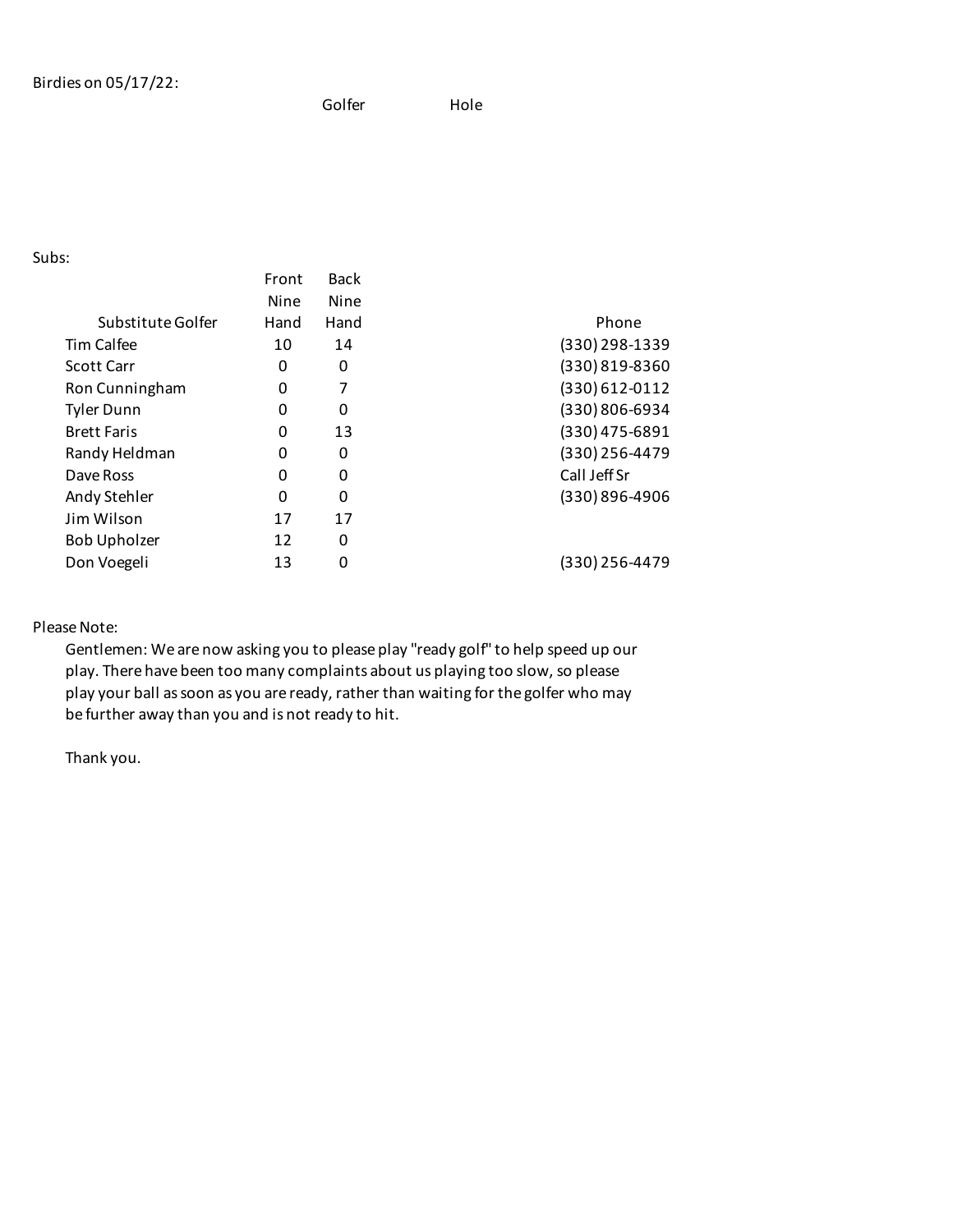Birdies on 05/17/22:

| Golfer | Hole |
|---|---|

Subs:

| Substitute Golfer | Front Nine Hand | Back Nine Hand | Phone |
|---|---|---|---|
| Tim Calfee | 10 | 14 | (330) 298-1339 |
| Scott Carr | 0 | 0 | (330) 819-8360 |
| Ron Cunningham | 0 | 7 | (330) 612-0112 |
| Tyler Dunn | 0 | 0 | (330) 806-6934 |
| Brett Faris | 0 | 13 | (330) 475-6891 |
| Randy Heldman | 0 | 0 | (330) 256-4479 |
| Dave Ross | 0 | 0 | Call Jeff Sr |
| Andy Stehler | 0 | 0 | (330) 896-4906 |
| Jim Wilson | 17 | 17 | |
| Bob Upholzer | 12 | 0 | |
| Don Voegeli | 13 | 0 | (330) 256-4479 |

Please Note:

Gentlemen: We are now asking you to please play "ready golf" to help speed up our play. There have been too many complaints about us playing too slow, so please play your ball as soon as you are ready, rather than waiting for the golfer who may be further away than you and is not ready to hit.

Thank you.